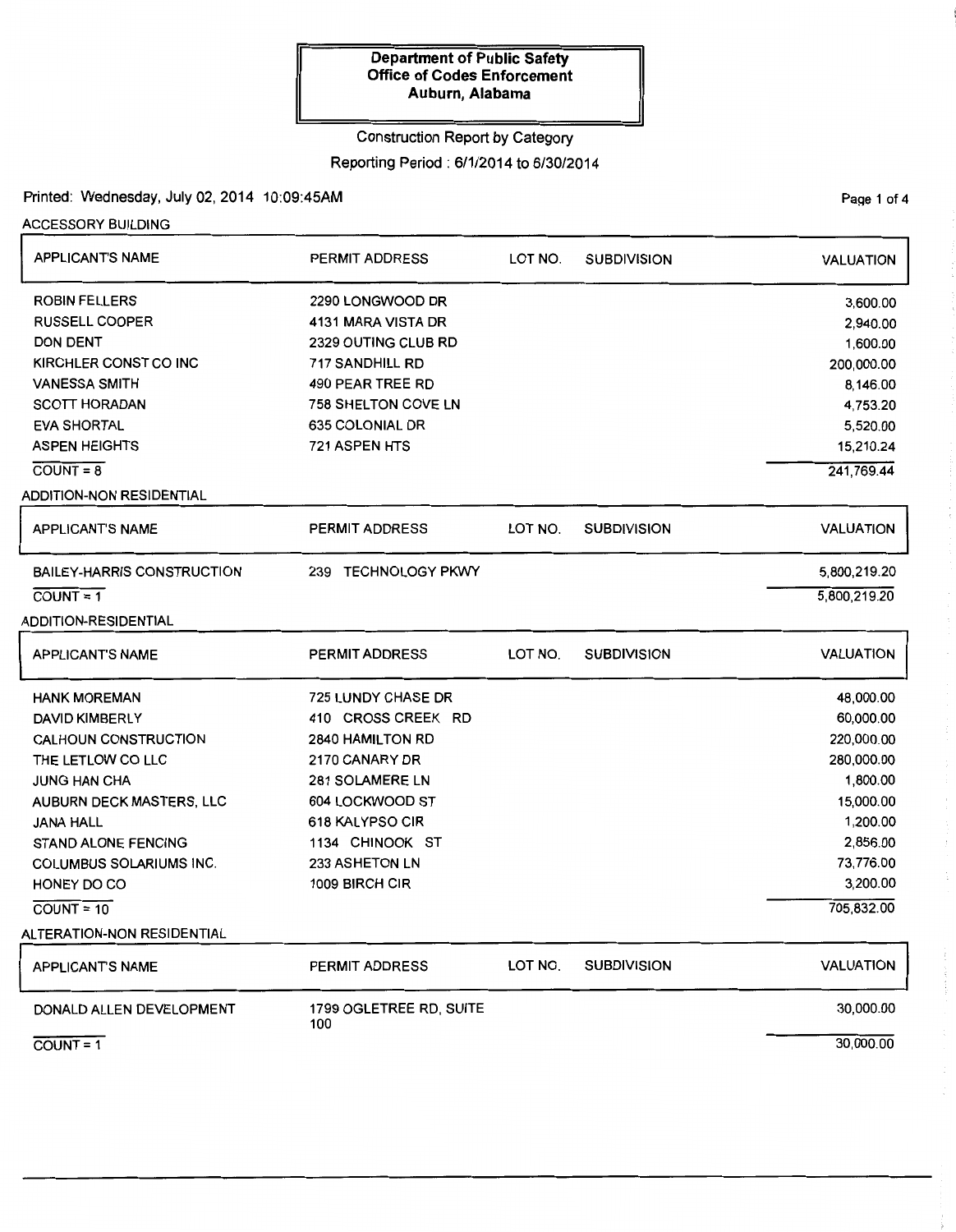**Department of Public Safety**
**Office of Codes Enforcement**
**Auburn, Alabama**

Construction Report by Category

Reporting Period : 6/1/2014 to 6/30/2014

Printed: Wednesday, July 02, 2014 10:09:45AM

## ACCESSORY BUILDING

| APPLICANT'S NAME | PERMIT ADDRESS | LOT NO. | SUBDIVISION | VALUATION |
|---|---|---|---|---|
| ROBIN FELLERS | 2290 LONGWOOD DR | | | 3,600.00 |
| RUSSELL COOPER | 4131 MARA VISTA DR | | | 2,940.00 |
| DON DENT | 2329 OUTING CLUB RD | | | 1,600.00 |
| KIRCHLER CONST CO INC | 717 SANDHILL RD | | | 200,000.00 |
| VANESSA SMITH | 490 PEAR TREE RD | | | 8,146.00 |
| SCOTT HORADAN | 758 SHELTON COVE LN | | | 4,753.20 |
| EVA SHORTAL | 635 COLONIAL DR | | | 5,520.00 |
| ASPEN HEIGHTS | 721 ASPEN HTS | | | 15,210.24 |
| COUNT = 8 | | | | 241,769.44 |

## ADDITION-NON RESIDENTIAL

| APPLICANT'S NAME | PERMIT ADDRESS | LOT NO. | SUBDIVISION | VALUATION |
|---|---|---|---|---|
| BAILEY-HARRIS CONSTRUCTION | 239 TECHNOLOGY PKWY | | | 5,800,219.20 |
| COUNT = 1 | | | | 5,800,219.20 |

## ADDITION-RESIDENTIAL

| APPLICANT'S NAME | PERMIT ADDRESS | LOT NO. | SUBDIVISION | VALUATION |
|---|---|---|---|---|
| HANK MOREMAN | 725 LUNDY CHASE DR | | | 48,000.00 |
| DAVID KIMBERLY | 410 CROSS CREEK RD | | | 60,000.00 |
| CALHOUN CONSTRUCTION | 2840 HAMILTON RD | | | 220,000.00 |
| THE LETLOW CO LLC | 2170 CANARY DR | | | 280,000.00 |
| JUNG HAN CHA | 281 SOLAMERE LN | | | 1,800.00 |
| AUBURN DECK MASTERS, LLC | 604 LOCKWOOD ST | | | 15,000.00 |
| JANA HALL | 618 KALYPSO CIR | | | 1,200.00 |
| STAND ALONE FENCING | 1134 CHINOOK ST | | | 2,856.00 |
| COLUMBUS SOLARIUMS INC. | 233 ASHETON LN | | | 73,776.00 |
| HONEY DO CO | 1009 BIRCH CIR | | | 3,200.00 |
| COUNT = 10 | | | | 705,832.00 |

## ALTERATION-NON RESIDENTIAL

| APPLICANT'S NAME | PERMIT ADDRESS | LOT NO. | SUBDIVISION | VALUATION |
|---|---|---|---|---|
| DONALD ALLEN DEVELOPMENT | 1799 OGLETREE RD, SUITE 100 | | | 30,000.00 |
| COUNT = 1 | | | | 30,000.00 |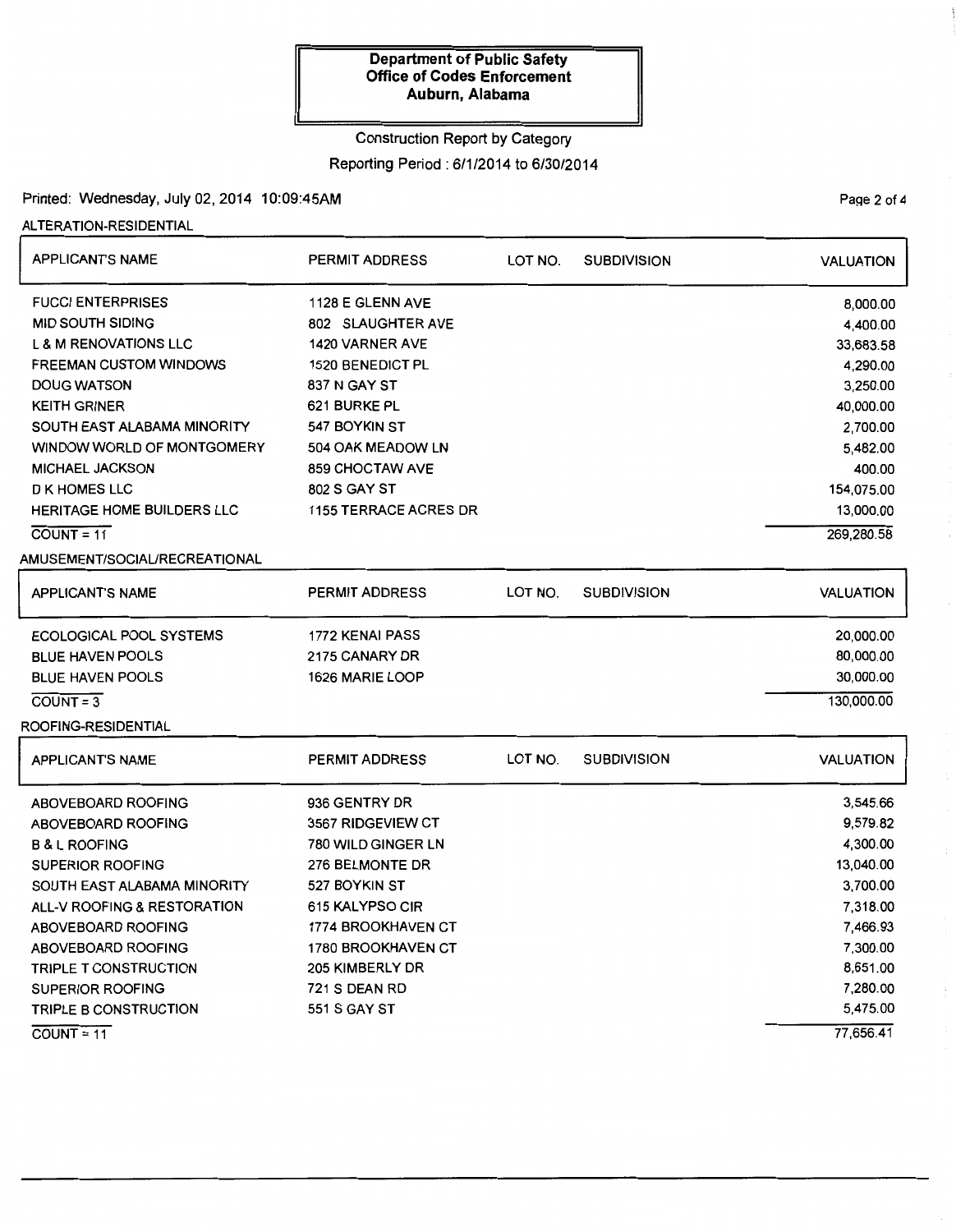**Department of Public Safety**
**Office of Codes Enforcement**
**Auburn, Alabama**

Construction Report by Category

Reporting Period : 6/1/2014 to 6/30/2014

Printed: Wednesday, July 02, 2014 10:09:45AM

ALTERATION-RESIDENTIAL

| APPLICANT'S NAME | PERMIT ADDRESS | LOT NO. | SUBDIVISION | VALUATION |
|---|---|---|---|---|
| FUCCI ENTERPRISES | 1128 E GLENN AVE | | | 8,000.00 |
| MID SOUTH SIDING | 802 SLAUGHTER AVE | | | 4,400.00 |
| L & M RENOVATIONS LLC | 1420 VARNER AVE | | | 33,683.58 |
| FREEMAN CUSTOM WINDOWS | 1520 BENEDICT PL | | | 4,290.00 |
| DOUG WATSON | 837 N GAY ST | | | 3,250.00 |
| KEITH GRINER | 621 BURKE PL | | | 40,000.00 |
| SOUTH EAST ALABAMA MINORITY | 547 BOYKIN ST | | | 2,700.00 |
| WINDOW WORLD OF MONTGOMERY | 504 OAK MEADOW LN | | | 5,482.00 |
| MICHAEL JACKSON | 859 CHOCTAW AVE | | | 400.00 |
| D K HOMES LLC | 802 S GAY ST | | | 154,075.00 |
| HERITAGE HOME BUILDERS LLC | 1155 TERRACE ACRES DR | | | 13,000.00 |
| COUNT = 11 | | | | 269,280.58 |

AMUSEMENT/SOCIAL/RECREATIONAL

| APPLICANT'S NAME | PERMIT ADDRESS | LOT NO. | SUBDIVISION | VALUATION |
|---|---|---|---|---|
| ECOLOGICAL POOL SYSTEMS | 1772 KENAI PASS | | | 20,000.00 |
| BLUE HAVEN POOLS | 2175 CANARY DR | | | 80,000.00 |
| BLUE HAVEN POOLS | 1626 MARIE LOOP | | | 30,000.00 |
| COUNT = 3 | | | | 130,000.00 |

ROOFING-RESIDENTIAL

| APPLICANT'S NAME | PERMIT ADDRESS | LOT NO. | SUBDIVISION | VALUATION |
|---|---|---|---|---|
| ABOVEBOARD ROOFING | 936 GENTRY DR | | | 3,545.66 |
| ABOVEBOARD ROOFING | 3567 RIDGEVIEW CT | | | 9,579.82 |
| B & L ROOFING | 780 WILD GINGER LN | | | 4,300.00 |
| SUPERIOR ROOFING | 276 BELMONTE DR | | | 13,040.00 |
| SOUTH EAST ALABAMA MINORITY | 527 BOYKIN ST | | | 3,700.00 |
| ALL-V ROOFING & RESTORATION | 615 KALYPSO CIR | | | 7,318.00 |
| ABOVEBOARD ROOFING | 1774 BROOKHAVEN CT | | | 7,466.93 |
| ABOVEBOARD ROOFING | 1780 BROOKHAVEN CT | | | 7,300.00 |
| TRIPLE T CONSTRUCTION | 205 KIMBERLY DR | | | 8,651.00 |
| SUPERIOR ROOFING | 721 S DEAN RD | | | 7,280.00 |
| TRIPLE B CONSTRUCTION | 551 S GAY ST | | | 5,475.00 |
| COUNT = 11 | | | | 77,656.41 |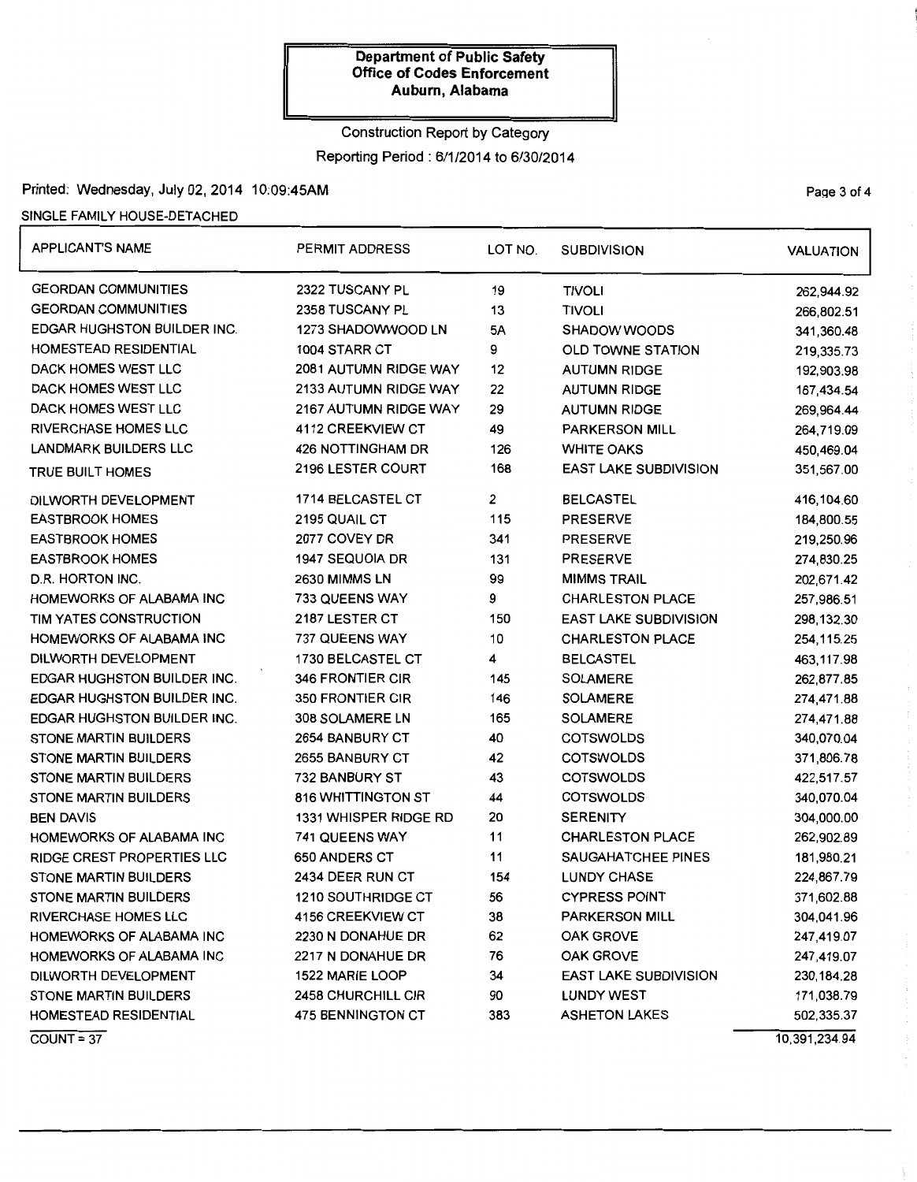**Department of Public Safety**
**Office of Codes Enforcement**
**Auburn, Alabama**

Construction Report by Category

Reporting Period : 6/1/2014 to 6/30/2014

Printed: Wednesday, July 02, 2014 10:09:45AM

SINGLE FAMILY HOUSE-DETACHED

| APPLICANT'S NAME | PERMIT ADDRESS | LOT NO. | SUBDIVISION | VALUATION |
|---|---|---|---|---|
| GEORDAN COMMUNITIES | 2322 TUSCANY PL | 19 | TIVOLI | 262,944.92 |
| GEORDAN COMMUNITIES | 2358 TUSCANY PL | 13 | TIVOLI | 266,802.51 |
| EDGAR HUGHSTON BUILDER INC. | 1273 SHADOWWOOD LN | 5A | SHADOW WOODS | 341,360.48 |
| HOMESTEAD RESIDENTIAL | 1004 STARR CT | 9 | OLD TOWNE STATION | 219,335.73 |
| DACK HOMES WEST LLC | 2081 AUTUMN RIDGE WAY | 12 | AUTUMN RIDGE | 192,903.98 |
| DACK HOMES WEST LLC | 2133 AUTUMN RIDGE WAY | 22 | AUTUMN RIDGE | 167,434.54 |
| DACK HOMES WEST LLC | 2167 AUTUMN RIDGE WAY | 29 | AUTUMN RIDGE | 269,964.44 |
| RIVERCHASE HOMES LLC | 4112 CREEKVIEW CT | 49 | PARKERSON MILL | 264,719.09 |
| LANDMARK BUILDERS LLC | 426 NOTTINGHAM DR | 126 | WHITE OAKS | 450,469.04 |
| TRUE BUILT HOMES | 2196 LESTER COURT | 168 | EAST LAKE SUBDIVISION | 351,567.00 |
| DILWORTH DEVELOPMENT | 1714 BELCASTEL CT | 2 | BELCASTEL | 416,104.60 |
| EASTBROOK HOMES | 2195 QUAIL CT | 115 | PRESERVE | 184,800.55 |
| EASTBROOK HOMES | 2077 COVEY DR | 341 | PRESERVE | 219,250.96 |
| EASTBROOK HOMES | 1947 SEQUOIA DR | 131 | PRESERVE | 274,830.25 |
| D.R. HORTON INC. | 2630 MIMMS LN | 99 | MIMMS TRAIL | 202,671.42 |
| HOMEWORKS OF ALABAMA INC | 733 QUEENS WAY | 9 | CHARLESTON PLACE | 257,986.51 |
| TIM YATES CONSTRUCTION | 2187 LESTER CT | 150 | EAST LAKE SUBDIVISION | 298,132.30 |
| HOMEWORKS OF ALABAMA INC | 737 QUEENS WAY | 10 | CHARLESTON PLACE | 254,115.25 |
| DILWORTH DEVELOPMENT | 1730 BELCASTEL CT | 4 | BELCASTEL | 463,117.98 |
| EDGAR HUGHSTON BUILDER INC. | 346 FRONTIER CIR | 145 | SOLAMERE | 262,877.85 |
| EDGAR HUGHSTON BUILDER INC. | 350 FRONTIER CIR | 146 | SOLAMERE | 274,471.88 |
| EDGAR HUGHSTON BUILDER INC. | 308 SOLAMERE LN | 165 | SOLAMERE | 274,471.88 |
| STONE MARTIN BUILDERS | 2654 BANBURY CT | 40 | COTSWOLDS | 340,070.04 |
| STONE MARTIN BUILDERS | 2655 BANBURY CT | 42 | COTSWOLDS | 371,806.78 |
| STONE MARTIN BUILDERS | 732 BANBURY ST | 43 | COTSWOLDS | 422,517.57 |
| STONE MARTIN BUILDERS | 816 WHITTINGTON ST | 44 | COTSWOLDS | 340,070.04 |
| BEN DAVIS | 1331 WHISPER RIDGE RD | 20 | SERENITY | 304,000.00 |
| HOMEWORKS OF ALABAMA INC | 741 QUEENS WAY | 11 | CHARLESTON PLACE | 262,902.89 |
| RIDGE CREST PROPERTIES LLC | 650 ANDERS CT | 11 | SAUGAHATCHEE PINES | 181,980.21 |
| STONE MARTIN BUILDERS | 2434 DEER RUN CT | 154 | LUNDY CHASE | 224,867.79 |
| STONE MARTIN BUILDERS | 1210 SOUTHRIDGE CT | 56 | CYPRESS POINT | 371,602.88 |
| RIVERCHASE HOMES LLC | 4156 CREEKVIEW CT | 38 | PARKERSON MILL | 304,041.96 |
| HOMEWORKS OF ALABAMA INC | 2230 N DONAHUE DR | 62 | OAK GROVE | 247,419.07 |
| HOMEWORKS OF ALABAMA INC | 2217 N DONAHUE DR | 76 | OAK GROVE | 247,419.07 |
| DILWORTH DEVELOPMENT | 1522 MARIE LOOP | 34 | EAST LAKE SUBDIVISION | 230,184.28 |
| STONE MARTIN BUILDERS | 2458 CHURCHILL CIR | 90 | LUNDY WEST | 171,038.79 |
| HOMESTEAD RESIDENTIAL | 475 BENNINGTON CT | 383 | ASHETON LAKES | 502,335.37 |
| COUNT = 37 | | | | 10,391,234.94 |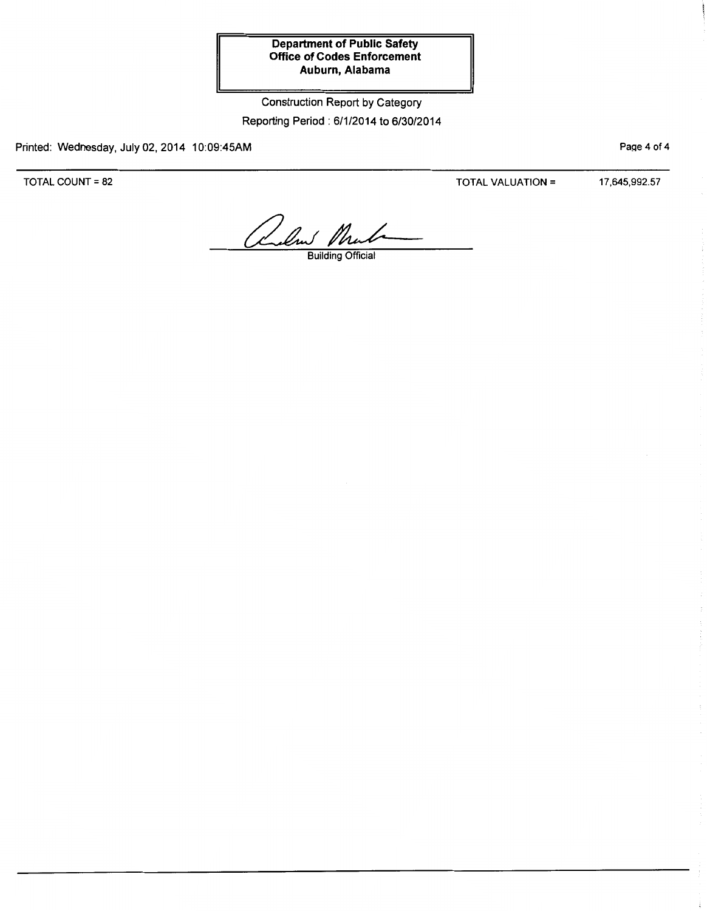**Department of Public Safety**
**Office of Codes Enforcement**
**Auburn, Alabama**

Construction Report by Category

Reporting Period : 6/1/2014 to 6/30/2014

Printed: Wednesday, July 02, 2014 10:09:45AM

TOTAL COUNT = 82 TOTAL VALUATION = 17,645,992.57

Building Official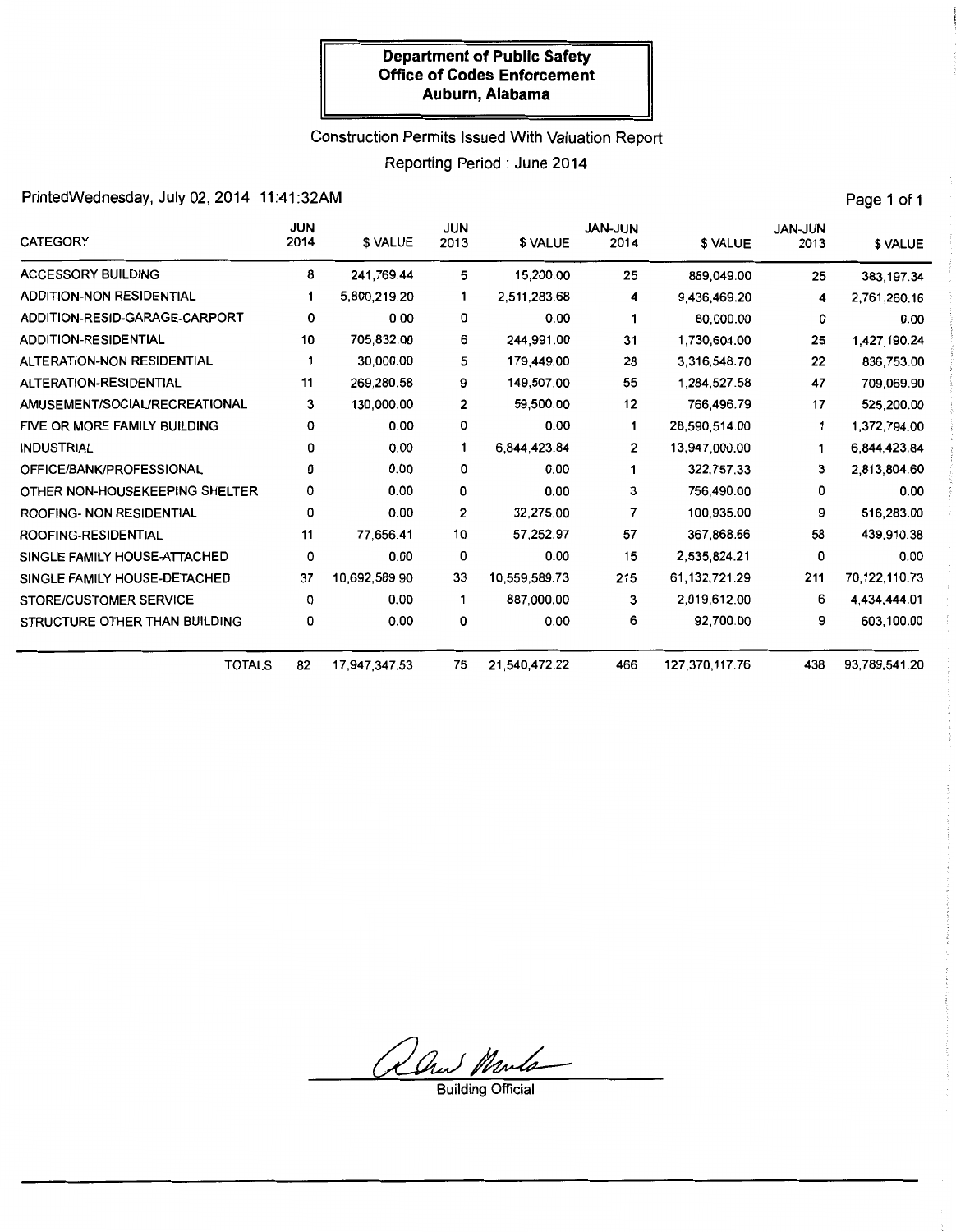**Department of Public Safety**
**Office of Codes Enforcement**
**Auburn, Alabama**

Construction Permits Issued With Valuation Report

Reporting Period : June 2014

PrintedWednesday, July 02, 2014 11:41:32AM

| CATEGORY | JUN 2014 | $ VALUE | JUN 2013 | $ VALUE | JAN-JUN 2014 | $ VALUE | JAN-JUN 2013 | $ VALUE |
|---|---|---|---|---|---|---|---|---|
| ACCESSORY BUILDING | 8 | 241,769.44 | 5 | 15,200.00 | 25 | 889,049.00 | 25 | 383,197.34 |
| ADDITION-NON RESIDENTIAL | 1 | 5,800,219.20 | 1 | 2,511,283.68 | 4 | 9,436,469.20 | 4 | 2,761,260.16 |
| ADDITION-RESID-GARAGE-CARPORT | 0 | 0.00 | 0 | 0.00 | 1 | 80,000.00 | 0 | 0.00 |
| ADDITION-RESIDENTIAL | 10 | 705,832.00 | 6 | 244,991.00 | 31 | 1,730,604.00 | 25 | 1,427,190.24 |
| ALTERATION-NON RESIDENTIAL | 1 | 30,000.00 | 5 | 179,449.00 | 28 | 3,316,548.70 | 22 | 836,753.00 |
| ALTERATION-RESIDENTIAL | 11 | 269,280.58 | 9 | 149,507.00 | 55 | 1,284,527.58 | 47 | 709,069.90 |
| AMUSEMENT/SOCIAL/RECREATIONAL | 3 | 130,000.00 | 2 | 59,500.00 | 12 | 766,496.79 | 17 | 525,200.00 |
| FIVE OR MORE FAMILY BUILDING | 0 | 0.00 | 0 | 0.00 | 1 | 28,590,514.00 | 1 | 1,372,794.00 |
| INDUSTRIAL | 0 | 0.00 | 1 | 6,844,423.84 | 2 | 13,947,000.00 | 1 | 6,844,423.84 |
| OFFICE/BANK/PROFESSIONAL | 0 | 0.00 | 0 | 0.00 | 1 | 322,757.33 | 3 | 2,813,804.60 |
| OTHER NON-HOUSEKEEPING SHELTER | 0 | 0.00 | 0 | 0.00 | 3 | 756,490.00 | 0 | 0.00 |
| ROOFING- NON RESIDENTIAL | 0 | 0.00 | 2 | 32,275.00 | 7 | 100,935.00 | 9 | 516,283.00 |
| ROOFING-RESIDENTIAL | 11 | 77,656.41 | 10 | 57,252.97 | 57 | 367,868.66 | 58 | 439,910.38 |
| SINGLE FAMILY HOUSE-ATTACHED | 0 | 0.00 | 0 | 0.00 | 15 | 2,535,824.21 | 0 | 0.00 |
| SINGLE FAMILY HOUSE-DETACHED | 37 | 10,692,589.90 | 33 | 10,559,589.73 | 215 | 61,132,721.29 | 211 | 70,122,110.73 |
| STORE/CUSTOMER SERVICE | 0 | 0.00 | 1 | 887,000.00 | 3 | 2,019,612.00 | 6 | 4,434,444.01 |
| STRUCTURE OTHER THAN BUILDING | 0 | 0.00 | 0 | 0.00 | 6 | 92,700.00 | 9 | 603,100.00 |
| TOTALS | 82 | 17,947,347.53 | 75 | 21,540,472.22 | 466 | 127,370,117.76 | 438 | 93,789,541.20 |

Building Official